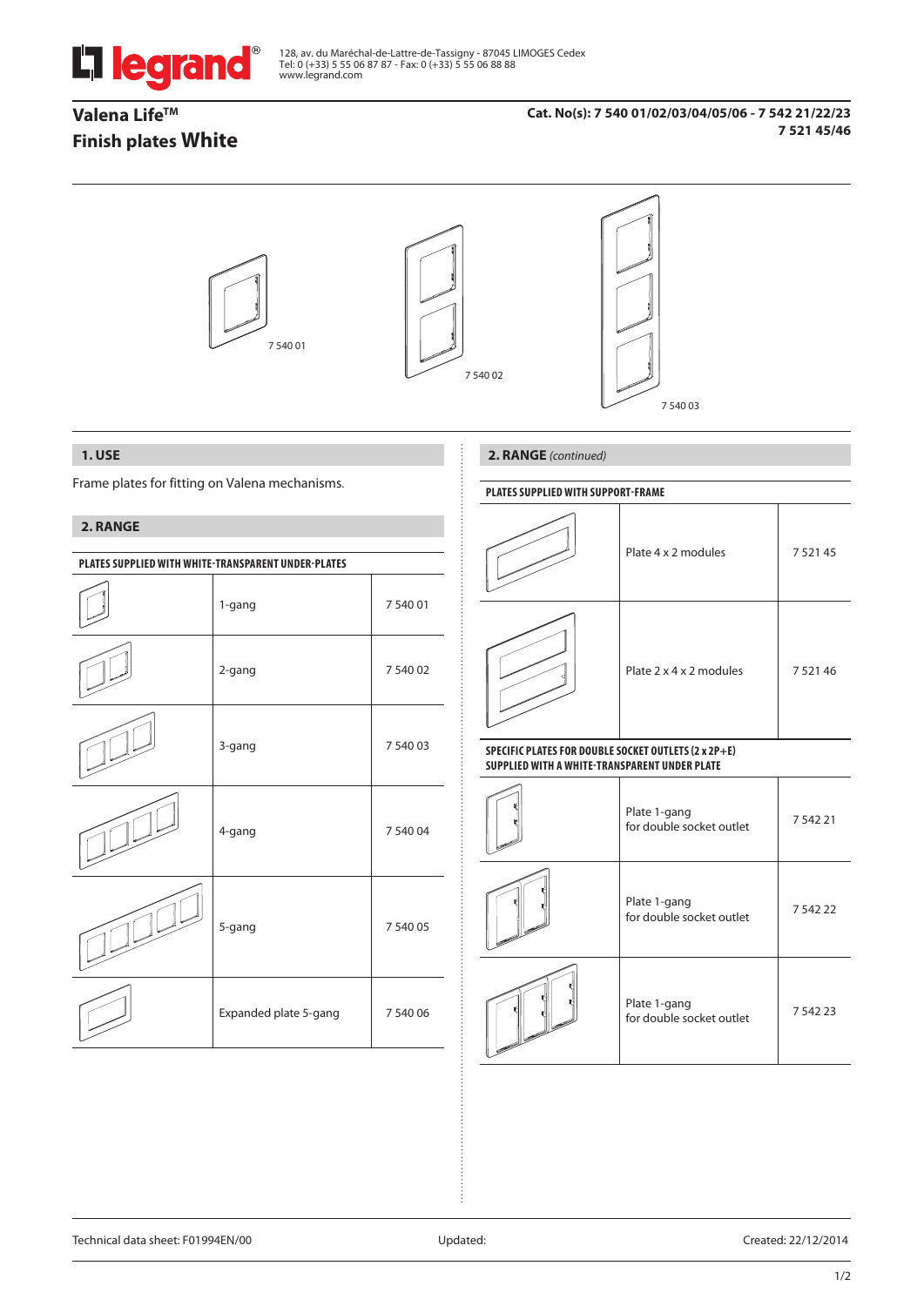128, av. du Maréchal-de-Lattre-de-Tassigny - 87045 LIMOGES Cedex
Tel: 0 (+33) 5 55 06 87 87 - Fax: 0 (+33) 5 55 06 88 88
www.legrand.com

# Valena Life™
# Finish plates White

**Cat. No(s): 7 540 01/02/03/04/05/06 - 7 542 21/22/23**
**7 521 45/46**

7 540 01

7 540 02

7 540 03

## 1. USE

Frame plates for fitting on Valena mechanisms.

## 2. RANGE

**PLATES SUPPLIED WITH WHITE-TRANSPARENT UNDER-PLATES**

| | | |
|---|---|---|
| | 1-gang | 7 540 01 |
| | 2-gang | 7 540 02 |
| | 3-gang | 7 540 03 |
| | 4-gang | 7 540 04 |
| | 5-gang | 7 540 05 |
| | Expanded plate 5-gang | 7 540 06 |

## 2. RANGE *(continued)*

**PLATES SUPPLIED WITH SUPPORT-FRAME**

| | | |
|---|---|---|
| | Plate 4 x 2 modules | 7 521 45 |
| | Plate 2 x 4 x 2 modules | 7 521 46 |

**SPECIFIC PLATES FOR DOUBLE SOCKET OUTLETS (2 x 2P+E) SUPPLIED WITH A WHITE-TRANSPARENT UNDER PLATE**

| | | |
|---|---|---|
| | Plate 1-gang for double socket outlet | 7 542 21 |
| | Plate 1-gang for double socket outlet | 7 542 22 |
| | Plate 1-gang for double socket outlet | 7 542 23 |

Technical data sheet: F01994EN/00 Updated: Created: 22/12/2014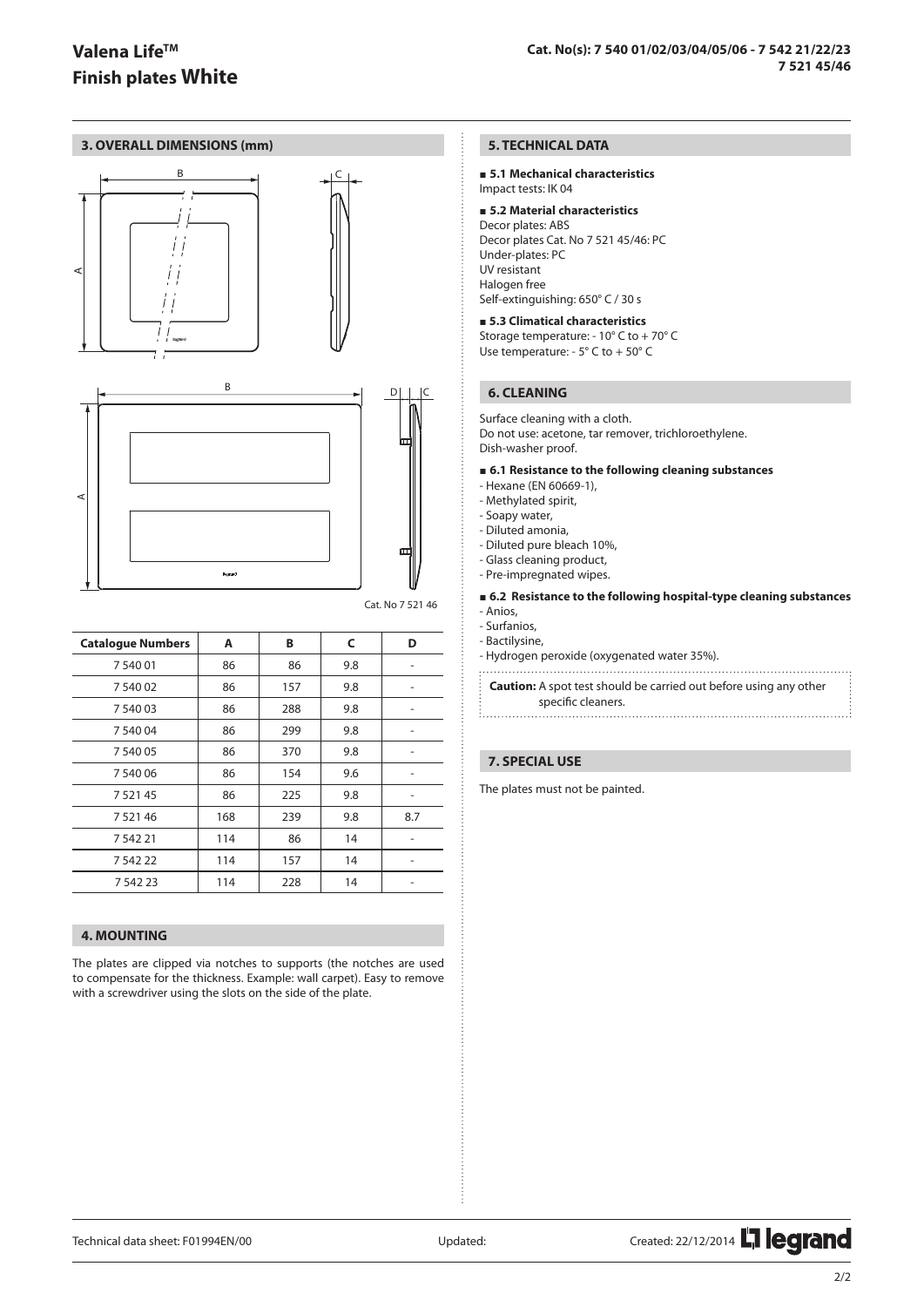# Valena Life™ Finish plates White

**Cat. No(s): 7 540 01/02/03/04/05/06 - 7 542 21/22/23 7 521 45/46**

## 3. OVERALL DIMENSIONS (mm)

B
C
A

B
D
C
A

Cat. No 7 521 46

| Catalogue Numbers | A | B | C | D |
|---|---|---|---|---|
| 7 540 01 | 86 | 86 | 9.8 | - |
| 7 540 02 | 86 | 157 | 9.8 | - |
| 7 540 03 | 86 | 288 | 9.8 | - |
| 7 540 04 | 86 | 299 | 9.8 | - |
| 7 540 05 | 86 | 370 | 9.8 | - |
| 7 540 06 | 86 | 154 | 9.6 | - |
| 7 521 45 | 86 | 225 | 9.8 | - |
| 7 521 46 | 168 | 239 | 9.8 | 8.7 |
| 7 542 21 | 114 | 86 | 14 | - |
| 7 542 22 | 114 | 157 | 14 | - |
| 7 542 23 | 114 | 228 | 14 | - |

## 4. MOUNTING

The plates are clipped via notches to supports (the notches are used to compensate for the thickness. Example: wall carpet). Easy to remove with a screwdriver using the slots on the side of the plate.

## 5. TECHNICAL DATA

### ■ 5.1 Mechanical characteristics

Impact tests: IK 04

### ■ 5.2 Material characteristics

Decor plates: ABS
Decor plates Cat. No 7 521 45/46: PC
Under-plates: PC
UV resistant
Halogen free
Self-extinguishing: 650° C / 30 s

### ■ 5.3 Climatical characteristics

Storage temperature: - 10° C to + 70° C
Use temperature: - 5° C to + 50° C

## 6. CLEANING

Surface cleaning with a cloth.
Do not use: acetone, tar remover, trichloroethylene.
Dish-washer proof.

### ■ 6.1 Resistance to the following cleaning substances

- Hexane (EN 60669-1),
- Methylated spirit,
- Soapy water,
- Diluted amonia,
- Diluted pure bleach 10%,
- Glass cleaning product,
- Pre-impregnated wipes.

### ■ 6.2 Resistance to the following hospital-type cleaning substances

- Anios,
- Surfanios,
- Bactilysine,
- Hydrogen peroxide (oxygenated water 35%).

**Caution:** A spot test should be carried out before using any other specific cleaners.

## 7. SPECIAL USE

The plates must not be painted.

Technical data sheet: F01994EN/00 Updated: Created: 22/12/2014